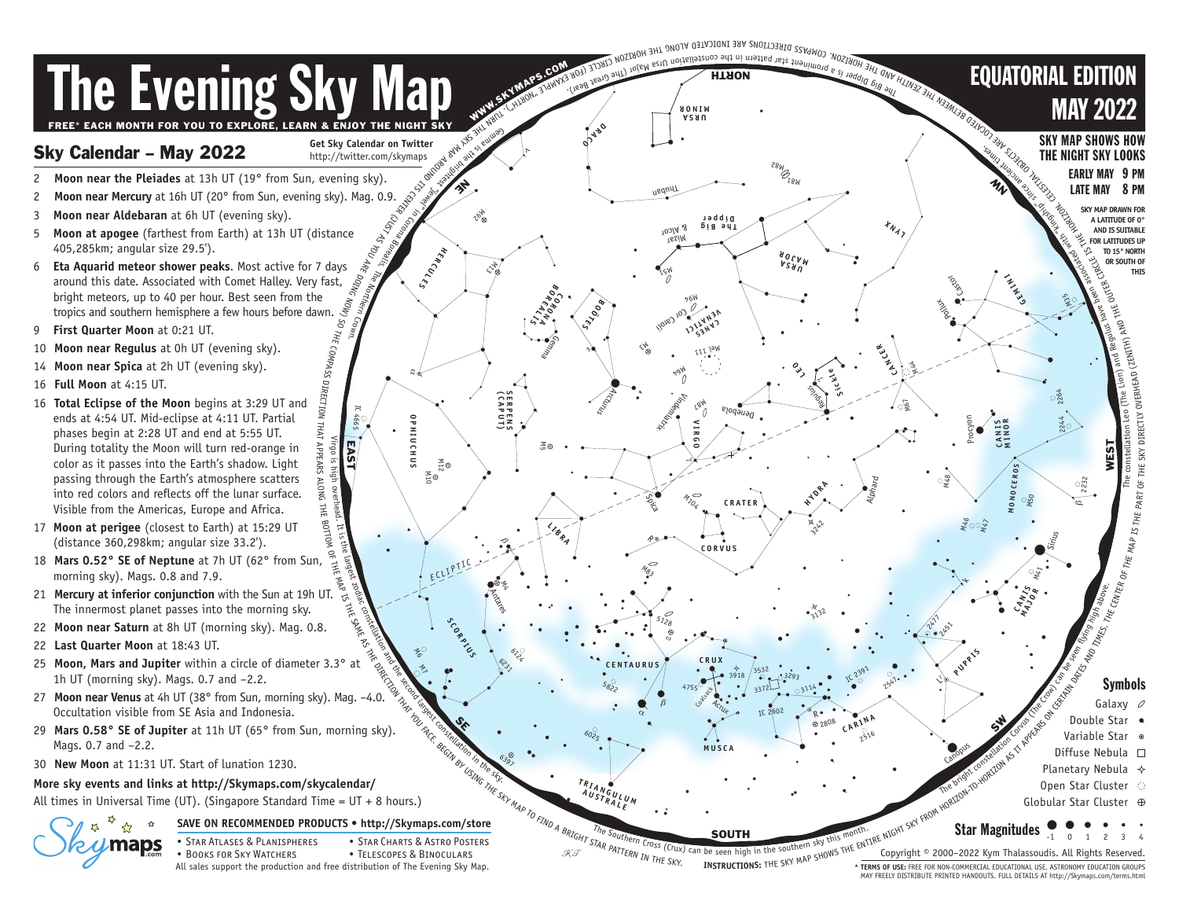# The Evening Sky Map

FREE* EACH MONTH FOR YOU TO EXPLORE, LEARN & ENJOY THE NIGHT SKY

## EQUATORIAL EDITION MAY 2022

**SKY MAP SHOWS HOW THE NIGHT SKY LOOKS**
**EARLY MAY 9 PM**
**LATE MAY 8 PM**

SKY MAP DRAWN FOR A LATITUDE OF 0° AND IS SUITABLE FOR LATITUDES UP TO 15° NORTH OR SOUTH OF THIS

## Sky Calendar – May 2022

Get Sky Calendar on Twitter
http://twitter.com/skymaps

- 2 **Moon near the Pleiades** at 13h UT (19° from Sun, evening sky).
- 2 **Moon near Mercury** at 16h UT (20° from Sun, evening sky). Mag. 0.9.
- 3 **Moon near Aldebaran** at 6h UT (evening sky).
- 5 **Moon at apogee** (farthest from Earth) at 13h UT (distance 405,285km; angular size 29.5').
- 6 **Eta Aquarid meteor shower peaks**. Most active for 7 days around this date. Associated with Comet Halley. Very fast, bright meteors, up to 40 per hour. Best seen from the tropics and southern hemisphere a few hours before dawn.
- 9 **First Quarter Moon** at 0:21 UT.
- 10 **Moon near Regulus** at 0h UT (evening sky).
- 14 **Moon near Spica** at 2h UT (evening sky).
- 16 **Full Moon** at 4:15 UT.
- 16 **Total Eclipse of the Moon** begins at 3:29 UT and ends at 4:54 UT. Mid-eclipse at 4:11 UT. Partial phases begin at 2:28 UT and end at 5:55 UT. During totality the Moon will turn red-orange in color as it passes into the Earth's shadow. Light passing through the Earth's atmosphere scatters into red colors and reflects off the lunar surface. Visible from the Americas, Europe and Africa.
- 17 **Moon at perigee** (closest to Earth) at 15:29 UT (distance 360,298km; angular size 33.2').
- 18 **Mars 0.52° SE of Neptune** at 7h UT (62° from Sun, morning sky). Mags. 0.8 and 7.9.
- 21 **Mercury at inferior conjunction** with the Sun at 19h UT. The innermost planet passes into the morning sky.
- 22 **Moon near Saturn** at 8h UT (morning sky). Mag. 0.8.
- 22 **Last Quarter Moon** at 18:43 UT.
- 25 **Moon, Mars and Jupiter** within a circle of diameter 3.3° at 1h UT (morning sky). Mags. 0.7 and −2.2.
- 27 **Moon near Venus** at 4h UT (38° from Sun, morning sky). Mag. −4.0. Occultation visible from SE Asia and Indonesia.
- 29 **Mars 0.58° SE of Jupiter** at 11h UT (65° from Sun, morning sky). Mags. 0.7 and −2.2.
- 30 **New Moon** at 11:31 UT. Start of lunation 1230.

**More sky events and links at http://Skymaps.com/skycalendar/**

All times in Universal Time (UT). (Singapore Standard Time = UT + 8 hours.)

**SAVE ON RECOMMENDED PRODUCTS • http://Skymaps.com/store**

- Star Atlases & Planispheres
- Books for Sky Watchers
- Star Charts & Astro Posters
- Telescopes & Binoculars

All sales support the production and free distribution of The Evening Sky Map.

WWW.SKYMAPS.COM

The Big Dipper is a prominent star pattern in the constellation Ursa Major (The Great Bear). Gemma is the brightest "jewel" in Corona Borealis, The Northern Crown. Virgo is high overhead. It is the largest zodiac constellation and the second largest constellation in the sky. The constellation Leo (The Lion) and Regulus have been associated with kingship since ancient times. The bright constellation Corvus (The Crow) can be seen flying high above. The Southern Cross (Crux) can be seen high in the southern sky this month.

CELESTIAL OBJECTS ARE LOCATED BETWEEN THE ZENITH AND THE HORIZON. COMPASS DIRECTIONS ARE INDICATED ALONG THE HORIZON CIRCLE (FOR EXAMPLE "NORTH"). TURN THE SKY MAP AROUND ITS CENTER (JUST AS YOU ARE DOING NOW) SO THE COMPASS DIRECTION THAT APPEARS ALONG THE BOTTOM OF THE MAP IS THE SAME AS THE DIRECTION THAT YOU FACE. BEGIN BY USING THE SKY MAP TO FIND A BRIGHT STAR PATTERN IN THE SKY. THE CENTER OF THE MAP IS THE PART OF THE SKY DIRECTLY OVERHEAD (ZENITH) AND THE OUTER CIRCLE IS THE HORIZON.

**INSTRUCTIONS:** THE SKY MAP SHOWS THE ENTIRE NIGHT SKY FROM HORIZON-TO-HORIZON AS IT APPEARS ON CERTAIN DATES AND TIMES.

### Symbols

- Galaxy
- Double Star
- Variable Star
- Diffuse Nebula
- Planetary Nebula
- Open Star Cluster
- Globular Star Cluster

**Star Magnitudes** -1 0 1 2 3 4

Copyright © 2000–2022 Kym Thalassoudis. All Rights Reserved.

\* TERMS OF USE: FREE FOR NON-COMMERCIAL EDUCATIONAL USE. ASTRONOMY EDUCATION GROUPS MAY FREELY DISTRIBUTE PRINTED HANDOUTS. FULL DETAILS AT http://Skymaps.com/terms.html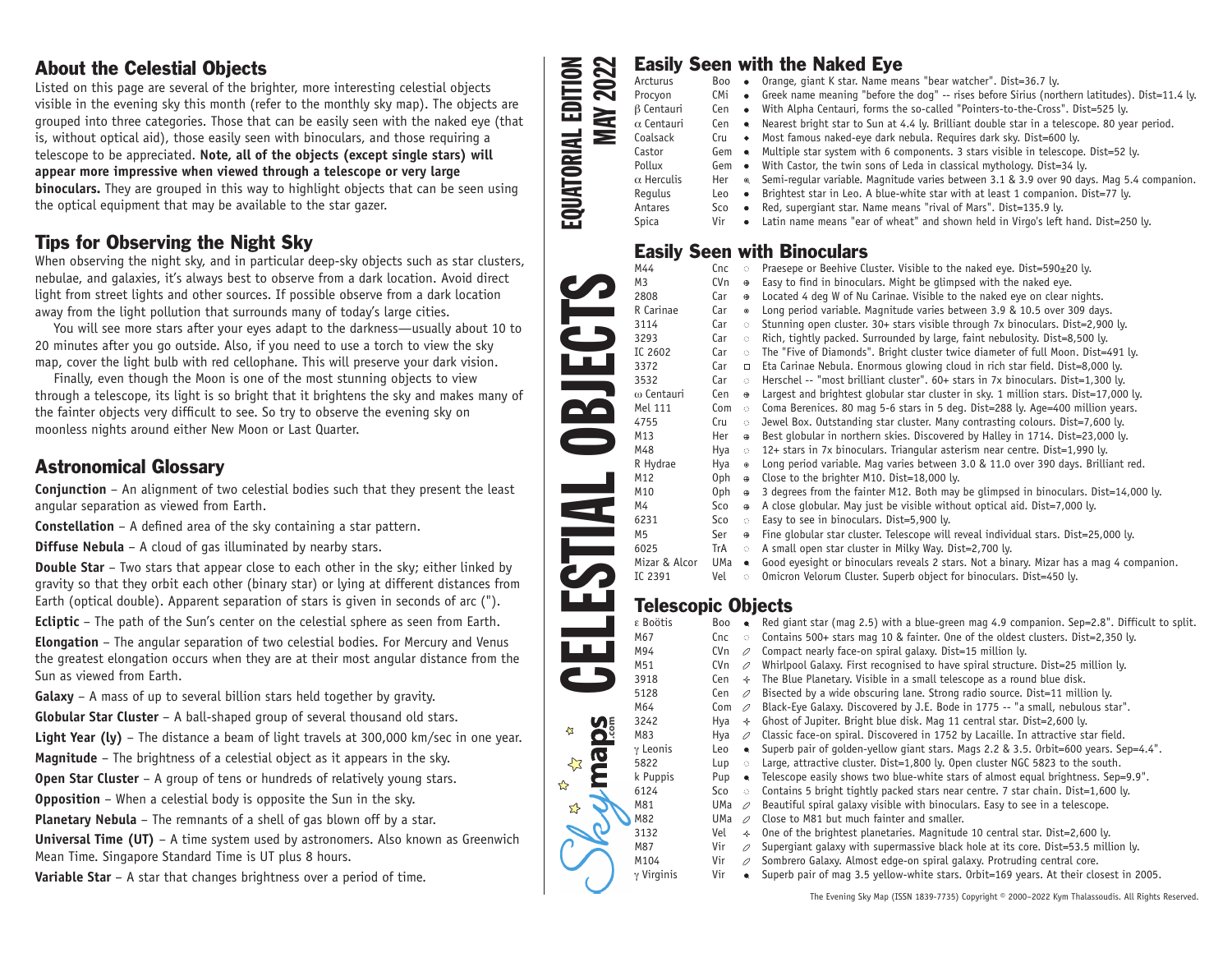## About the Celestial Objects

Listed on this page are several of the brighter, more interesting celestial objects visible in the evening sky this month (refer to the monthly sky map). The objects are grouped into three categories. Those that can be easily seen with the naked eye (that is, without optical aid), those easily seen with binoculars, and those requiring a telescope to be appreciated. **Note, all of the objects (except single stars) will appear more impressive when viewed through a telescope or very large binoculars.** They are grouped in this way to highlight objects that can be seen using the optical equipment that may be available to the star gazer.

## Tips for Observing the Night Sky

When observing the night sky, and in particular deep-sky objects such as star clusters, nebulae, and galaxies, it's always best to observe from a dark location. Avoid direct light from street lights and other sources. If possible observe from a dark location away from the light pollution that surrounds many of today's large cities.

You will see more stars after your eyes adapt to the darkness—usually about 10 to 20 minutes after you go outside. Also, if you need to use a torch to view the sky map, cover the light bulb with red cellophane. This will preserve your dark vision.

Finally, even though the Moon is one of the most stunning objects to view through a telescope, its light is so bright that it brightens the sky and makes many of the fainter objects very difficult to see. So try to observe the evening sky on moonless nights around either New Moon or Last Quarter.

## Astronomical Glossary

**Conjunction** – An alignment of two celestial bodies such that they present the least angular separation as viewed from Earth.

**Constellation** – A defined area of the sky containing a star pattern.

**Diffuse Nebula** – A cloud of gas illuminated by nearby stars.

**Double Star** – Two stars that appear close to each other in the sky; either linked by gravity so that they orbit each other (binary star) or lying at different distances from Earth (optical double). Apparent separation of stars is given in seconds of arc (").

**Ecliptic** – The path of the Sun's center on the celestial sphere as seen from Earth.

**Elongation** – The angular separation of two celestial bodies. For Mercury and Venus the greatest elongation occurs when they are at their most angular distance from the Sun as viewed from Earth.

**Galaxy** – A mass of up to several billion stars held together by gravity.

**Globular Star Cluster** – A ball-shaped group of several thousand old stars.

**Light Year (ly)** – The distance a beam of light travels at 300,000 km/sec in one year.

**Magnitude** – The brightness of a celestial object as it appears in the sky.

**Open Star Cluster** – A group of tens or hundreds of relatively young stars.

**Opposition** – When a celestial body is opposite the Sun in the sky.

**Planetary Nebula** – The remnants of a shell of gas blown off by a star.

**Universal Time (UT)** – A time system used by astronomers. Also known as Greenwich Mean Time. Singapore Standard Time is UT plus 8 hours.

**Variable Star** – A star that changes brightness over a period of time.

# CELESTIAL OBJECTS

EQUATORIAL EDITION MAY 2022

## Easily Seen with the Naked Eye

| | | |
|---|---|---|
| Arcturus | Boo | Orange, giant K star. Name means "bear watcher". Dist=36.7 ly. |
| Procyon | CMi | Greek name meaning "before the dog" -- rises before Sirius (northern latitudes). Dist=11.4 ly. |
| β Centauri | Cen | With Alpha Centauri, forms the so-called "Pointers-to-the-Cross". Dist=525 ly. |
| α Centauri | Cen | Nearest bright star to Sun at 4.4 ly. Brilliant double star in a telescope. 80 year period. |
| Coalsack | Cru | Most famous naked-eye dark nebula. Requires dark sky. Dist=600 ly. |
| Castor | Gem | Multiple star system with 6 components. 3 stars visible in telescope. Dist=52 ly. |
| Pollux | Gem | With Castor, the twin sons of Leda in classical mythology. Dist=34 ly. |
| α Herculis | Her | Semi-regular variable. Magnitude varies between 3.1 & 3.9 over 90 days. Mag 5.4 companion. |
| Regulus | Leo | Brightest star in Leo. A blue-white star with at least 1 companion. Dist=77 ly. |
| Antares | Sco | Red, supergiant star. Name means "rival of Mars". Dist=135.9 ly. |
| Spica | Vir | Latin name means "ear of wheat" and shown held in Virgo's left hand. Dist=250 ly. |

## Easily Seen with Binoculars

| | | |
|---|---|---|
| M44 | Cnc | Praesepe or Beehive Cluster. Visible to the naked eye. Dist=590±20 ly. |
| M3 | CVn | Easy to find in binoculars. Might be glimpsed with the naked eye. |
| 2808 | Car | Located 4 deg W of Nu Carinae. Visible to the naked eye on clear nights. |
| R Carinae | Car | Long period variable. Magnitude varies between 3.9 & 10.5 over 309 days. |
| 3114 | Car | Stunning open cluster. 30+ stars visible through 7x binoculars. Dist=2,900 ly. |
| 3293 | Car | Rich, tightly packed. Surrounded by large, faint nebulosity. Dist=8,500 ly. |
| IC 2602 | Car | The "Five of Diamonds". Bright cluster twice diameter of full Moon. Dist=491 ly. |
| 3372 | Car | Eta Carinae Nebula. Enormous glowing cloud in rich star field. Dist=8,000 ly. |
| 3532 | Car | Herschel -- "most brilliant cluster". 60+ stars in 7x binoculars. Dist=1,300 ly. |
| ω Centauri | Cen | Largest and brightest globular star cluster in sky. 1 million stars. Dist=17,000 ly. |
| Mel 111 | Com | Coma Berenices. 80 mag 5-6 stars in 5 deg. Dist=288 ly. Age=400 million years. |
| 4755 | Cru | Jewel Box. Outstanding star cluster. Many contrasting colours. Dist=7,600 ly. |
| M13 | Her | Best globular in northern skies. Discovered by Halley in 1714. Dist=23,000 ly. |
| M48 | Hya | 12+ stars in 7x binoculars. Triangular asterism near centre. Dist=1,990 ly. |
| R Hydrae | Hya | Long period variable. Mag varies between 3.0 & 11.0 over 390 days. Brilliant red. |
| M12 | Oph | Close to the brighter M10. Dist=18,000 ly. |
| M10 | Oph | 3 degrees from the fainter M12. Both may be glimpsed in binoculars. Dist=14,000 ly. |
| M4 | Sco | A close globular. May just be visible without optical aid. Dist=7,000 ly. |
| 6231 | Sco | Easy to see in binoculars. Dist=5,900 ly. |
| M5 | Ser | Fine globular star cluster. Telescope will reveal individual stars. Dist=25,000 ly. |
| 6025 | TrA | A small open star cluster in Milky Way. Dist=2,700 ly. |
| Mizar & Alcor | UMa | Good eyesight or binoculars reveals 2 stars. Not a binary. Mizar has a mag 4 companion. |
| IC 2391 | Vel | Omicron Velorum Cluster. Superb object for binoculars. Dist=450 ly. |

## Telescopic Objects

| | | |
|---|---|---|
| ε Boötis | Boo | Red giant star (mag 2.5) with a blue-green mag 4.9 companion. Sep=2.8". Difficult to split. |
| M67 | Cnc | Contains 500+ stars mag 10 & fainter. One of the oldest clusters. Dist=2,350 ly. |
| M94 | CVn | Compact nearly face-on spiral galaxy. Dist=15 million ly. |
| M51 | CVn | Whirlpool Galaxy. First recognised to have spiral structure. Dist=25 million ly. |
| 3918 | Cen | The Blue Planetary. Visible in a small telescope as a round blue disk. |
| 5128 | Cen | Bisected by a wide obscuring lane. Strong radio source. Dist=11 million ly. |
| M64 | Com | Black-Eye Galaxy. Discovered by J.E. Bode in 1775 -- "a small, nebulous star". |
| 3242 | Hya | Ghost of Jupiter. Bright blue disk. Mag 11 central star. Dist=2,600 ly. |
| M83 | Hya | Classic face-on spiral. Discovered in 1752 by Lacaille. In attractive star field. |
| γ Leonis | Leo | Superb pair of golden-yellow giant stars. Mags 2.2 & 3.5. Orbit=600 years. Sep=4.4". |
| 5822 | Lup | Large, attractive cluster. Dist=1,800 ly. Open cluster NGC 5823 to the south. |
| k Puppis | Pup | Telescope easily shows two blue-white stars of almost equal brightness. Sep=9.9". |
| 6124 | Sco | Contains 5 bright tightly packed stars near centre. 7 star chain. Dist=1,600 ly. |
| M81 | UMa | Beautiful spiral galaxy visible with binoculars. Easy to see in a telescope. |
| M82 | UMa | Close to M81 but much fainter and smaller. |
| 3132 | Vel | One of the brightest planetaries. Magnitude 10 central star. Dist=2,600 ly. |
| M87 | Vir | Supergiant galaxy with supermassive black hole at its core. Dist=53.5 million ly. |
| M104 | Vir | Sombrero Galaxy. Almost edge-on spiral galaxy. Protruding central core. |
| γ Virginis | Vir | Superb pair of mag 3.5 yellow-white stars. Orbit=169 years. At their closest in 2005. |

The Evening Sky Map (ISSN 1839-7735) Copyright © 2000–2022 Kym Thalassoudis. All Rights Reserved.